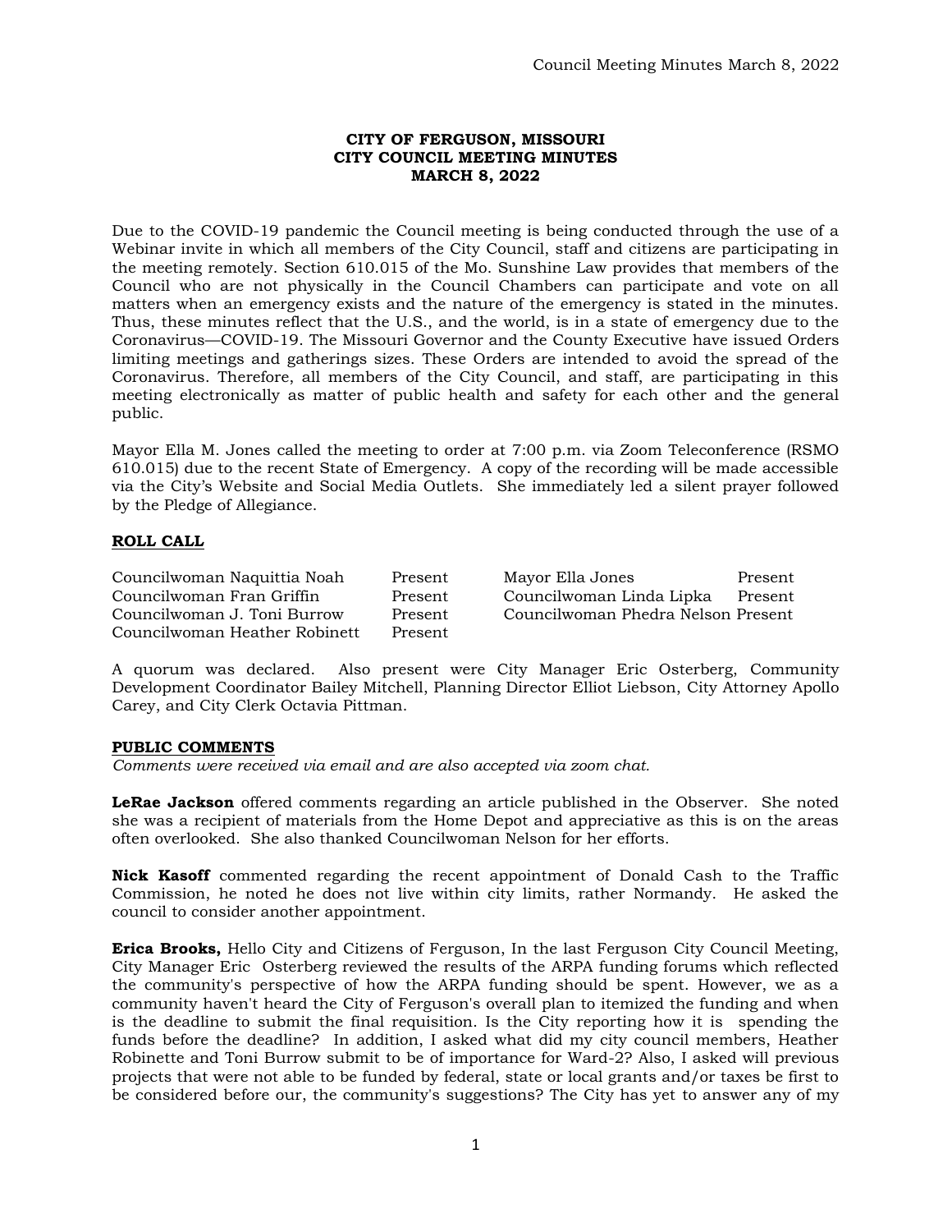**CITY OF FERGUSON, MISSOURI**
**CITY COUNCIL MEETING MINUTES**
**MARCH 8, 2022**

Due to the COVID-19 pandemic the Council meeting is being conducted through the use of a Webinar invite in which all members of the City Council, staff and citizens are participating in the meeting remotely. Section 610.015 of the Mo. Sunshine Law provides that members of the Council who are not physically in the Council Chambers can participate and vote on all matters when an emergency exists and the nature of the emergency is stated in the minutes. Thus, these minutes reflect that the U.S., and the world, is in a state of emergency due to the Coronavirus—COVID-19. The Missouri Governor and the County Executive have issued Orders limiting meetings and gatherings sizes. These Orders are intended to avoid the spread of the Coronavirus. Therefore, all members of the City Council, and staff, are participating in this meeting electronically as matter of public health and safety for each other and the general public.

Mayor Ella M. Jones called the meeting to order at 7:00 p.m. via Zoom Teleconference (RSMO 610.015) due to the recent State of Emergency. A copy of the recording will be made accessible via the City's Website and Social Media Outlets. She immediately led a silent prayer followed by the Pledge of Allegiance.

**ROLL CALL**

| | | | |
|---|---|---|---|
| Councilwoman Naquittia Noah | Present | Mayor Ella Jones | Present |
| Councilwoman Fran Griffin | Present | Councilwoman Linda Lipka | Present |
| Councilwoman J. Toni Burrow | Present | Councilwoman Phedra Nelson | Present |
| Councilwoman Heather Robinett | Present | | |

A quorum was declared. Also present were City Manager Eric Osterberg, Community Development Coordinator Bailey Mitchell, Planning Director Elliot Liebson, City Attorney Apollo Carey, and City Clerk Octavia Pittman.

**PUBLIC COMMENTS**

*Comments were received via email and are also accepted via zoom chat.*

**LeRae Jackson** offered comments regarding an article published in the Observer. She noted she was a recipient of materials from the Home Depot and appreciative as this is on the areas often overlooked. She also thanked Councilwoman Nelson for her efforts.

**Nick Kasoff** commented regarding the recent appointment of Donald Cash to the Traffic Commission, he noted he does not live within city limits, rather Normandy. He asked the council to consider another appointment.

**Erica Brooks,** Hello City and Citizens of Ferguson, In the last Ferguson City Council Meeting, City Manager Eric Osterberg reviewed the results of the ARPA funding forums which reflected the community's perspective of how the ARPA funding should be spent. However, we as a community haven't heard the City of Ferguson's overall plan to itemized the funding and when is the deadline to submit the final requisition. Is the City reporting how it is spending the funds before the deadline? In addition, I asked what did my city council members, Heather Robinette and Toni Burrow submit to be of importance for Ward-2? Also, I asked will previous projects that were not able to be funded by federal, state or local grants and/or taxes be first to be considered before our, the community's suggestions? The City has yet to answer any of my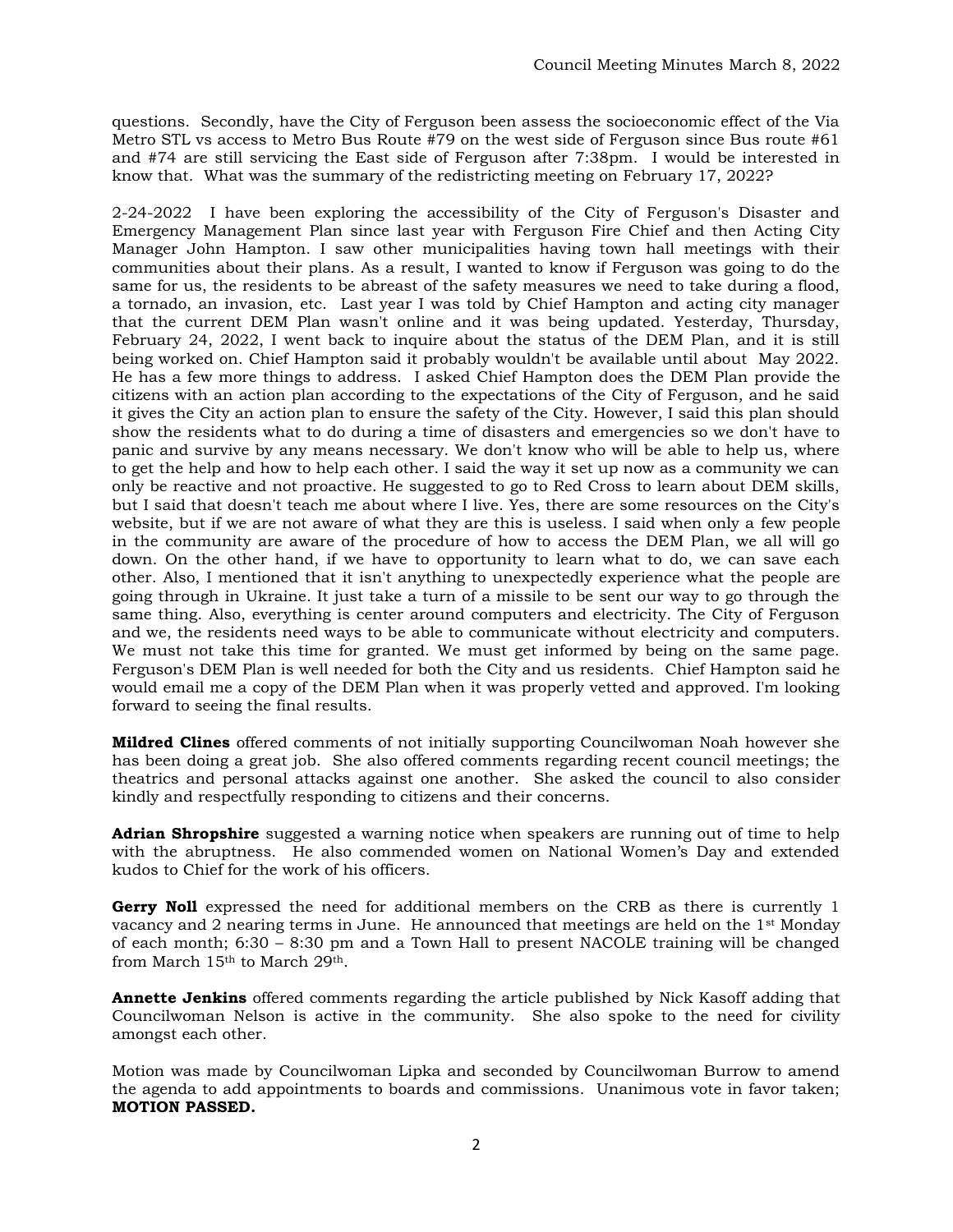questions. Secondly, have the City of Ferguson been assess the socioeconomic effect of the Via Metro STL vs access to Metro Bus Route #79 on the west side of Ferguson since Bus route #61 and #74 are still servicing the East side of Ferguson after 7:38pm. I would be interested in know that. What was the summary of the redistricting meeting on February 17, 2022?

2-24-2022 I have been exploring the accessibility of the City of Ferguson's Disaster and Emergency Management Plan since last year with Ferguson Fire Chief and then Acting City Manager John Hampton. I saw other municipalities having town hall meetings with their communities about their plans. As a result, I wanted to know if Ferguson was going to do the same for us, the residents to be abreast of the safety measures we need to take during a flood, a tornado, an invasion, etc. Last year I was told by Chief Hampton and acting city manager that the current DEM Plan wasn't online and it was being updated. Yesterday, Thursday, February 24, 2022, I went back to inquire about the status of the DEM Plan, and it is still being worked on. Chief Hampton said it probably wouldn't be available until about May 2022. He has a few more things to address. I asked Chief Hampton does the DEM Plan provide the citizens with an action plan according to the expectations of the City of Ferguson, and he said it gives the City an action plan to ensure the safety of the City. However, I said this plan should show the residents what to do during a time of disasters and emergencies so we don't have to panic and survive by any means necessary. We don't know who will be able to help us, where to get the help and how to help each other. I said the way it set up now as a community we can only be reactive and not proactive. He suggested to go to Red Cross to learn about DEM skills, but I said that doesn't teach me about where I live. Yes, there are some resources on the City's website, but if we are not aware of what they are this is useless. I said when only a few people in the community are aware of the procedure of how to access the DEM Plan, we all will go down. On the other hand, if we have to opportunity to learn what to do, we can save each other. Also, I mentioned that it isn't anything to unexpectedly experience what the people are going through in Ukraine. It just take a turn of a missile to be sent our way to go through the same thing. Also, everything is center around computers and electricity. The City of Ferguson and we, the residents need ways to be able to communicate without electricity and computers. We must not take this time for granted. We must get informed by being on the same page. Ferguson's DEM Plan is well needed for both the City and us residents. Chief Hampton said he would email me a copy of the DEM Plan when it was properly vetted and approved. I'm looking forward to seeing the final results.

**Mildred Clines** offered comments of not initially supporting Councilwoman Noah however she has been doing a great job. She also offered comments regarding recent council meetings; the theatrics and personal attacks against one another. She asked the council to also consider kindly and respectfully responding to citizens and their concerns.

**Adrian Shropshire** suggested a warning notice when speakers are running out of time to help with the abruptness. He also commended women on National Women's Day and extended kudos to Chief for the work of his officers.

**Gerry Noll** expressed the need for additional members on the CRB as there is currently 1 vacancy and 2 nearing terms in June. He announced that meetings are held on the 1st Monday of each month; 6:30 – 8:30 pm and a Town Hall to present NACOLE training will be changed from March 15th to March 29th.

**Annette Jenkins** offered comments regarding the article published by Nick Kasoff adding that Councilwoman Nelson is active in the community. She also spoke to the need for civility amongst each other.

Motion was made by Councilwoman Lipka and seconded by Councilwoman Burrow to amend the agenda to add appointments to boards and commissions. Unanimous vote in favor taken; **MOTION PASSED.**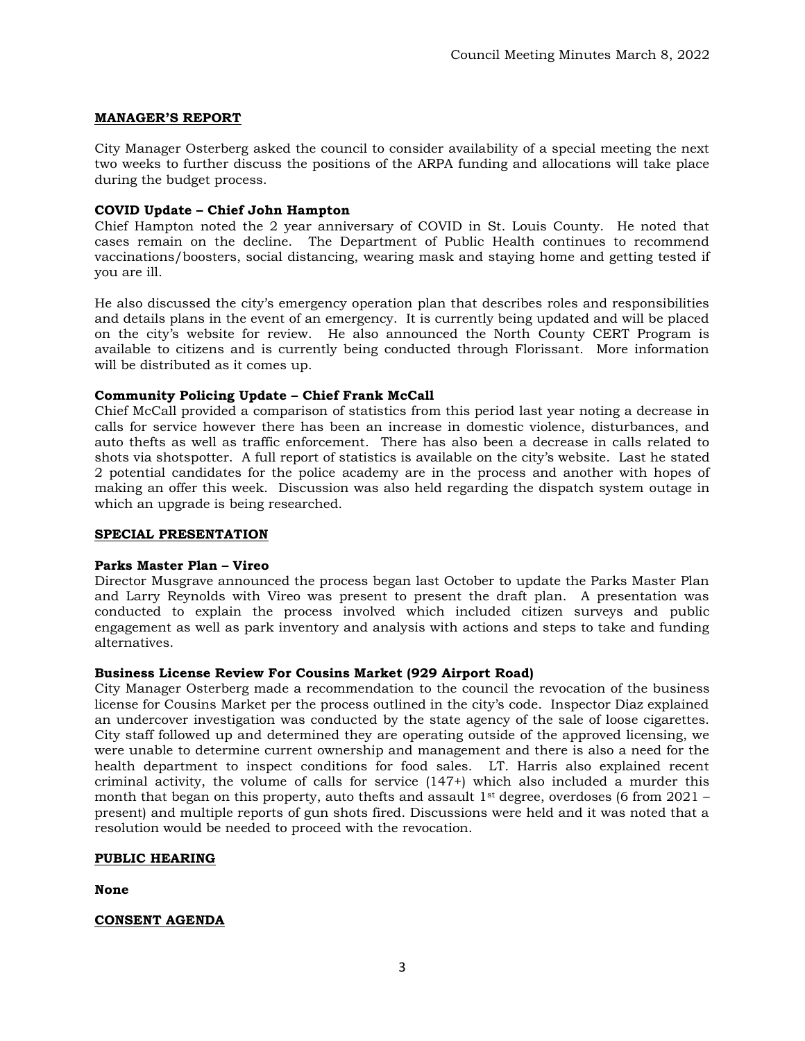## MANAGER'S REPORT

City Manager Osterberg asked the council to consider availability of a special meeting the next two weeks to further discuss the positions of the ARPA funding and allocations will take place during the budget process.

**COVID Update – Chief John Hampton**

Chief Hampton noted the 2 year anniversary of COVID in St. Louis County. He noted that cases remain on the decline. The Department of Public Health continues to recommend vaccinations/boosters, social distancing, wearing mask and staying home and getting tested if you are ill.

He also discussed the city's emergency operation plan that describes roles and responsibilities and details plans in the event of an emergency. It is currently being updated and will be placed on the city's website for review. He also announced the North County CERT Program is available to citizens and is currently being conducted through Florissant. More information will be distributed as it comes up.

**Community Policing Update – Chief Frank McCall**

Chief McCall provided a comparison of statistics from this period last year noting a decrease in calls for service however there has been an increase in domestic violence, disturbances, and auto thefts as well as traffic enforcement. There has also been a decrease in calls related to shots via shotspotter. A full report of statistics is available on the city's website. Last he stated 2 potential candidates for the police academy are in the process and another with hopes of making an offer this week. Discussion was also held regarding the dispatch system outage in which an upgrade is being researched.

## SPECIAL PRESENTATION

**Parks Master Plan – Vireo**

Director Musgrave announced the process began last October to update the Parks Master Plan and Larry Reynolds with Vireo was present to present the draft plan. A presentation was conducted to explain the process involved which included citizen surveys and public engagement as well as park inventory and analysis with actions and steps to take and funding alternatives.

**Business License Review For Cousins Market (929 Airport Road)**

City Manager Osterberg made a recommendation to the council the revocation of the business license for Cousins Market per the process outlined in the city's code. Inspector Diaz explained an undercover investigation was conducted by the state agency of the sale of loose cigarettes. City staff followed up and determined they are operating outside of the approved licensing, we were unable to determine current ownership and management and there is also a need for the health department to inspect conditions for food sales. LT. Harris also explained recent criminal activity, the volume of calls for service (147+) which also included a murder this month that began on this property, auto thefts and assault 1st degree, overdoses (6 from 2021 – present) and multiple reports of gun shots fired. Discussions were held and it was noted that a resolution would be needed to proceed with the revocation.

## PUBLIC HEARING

**None**

## CONSENT AGENDA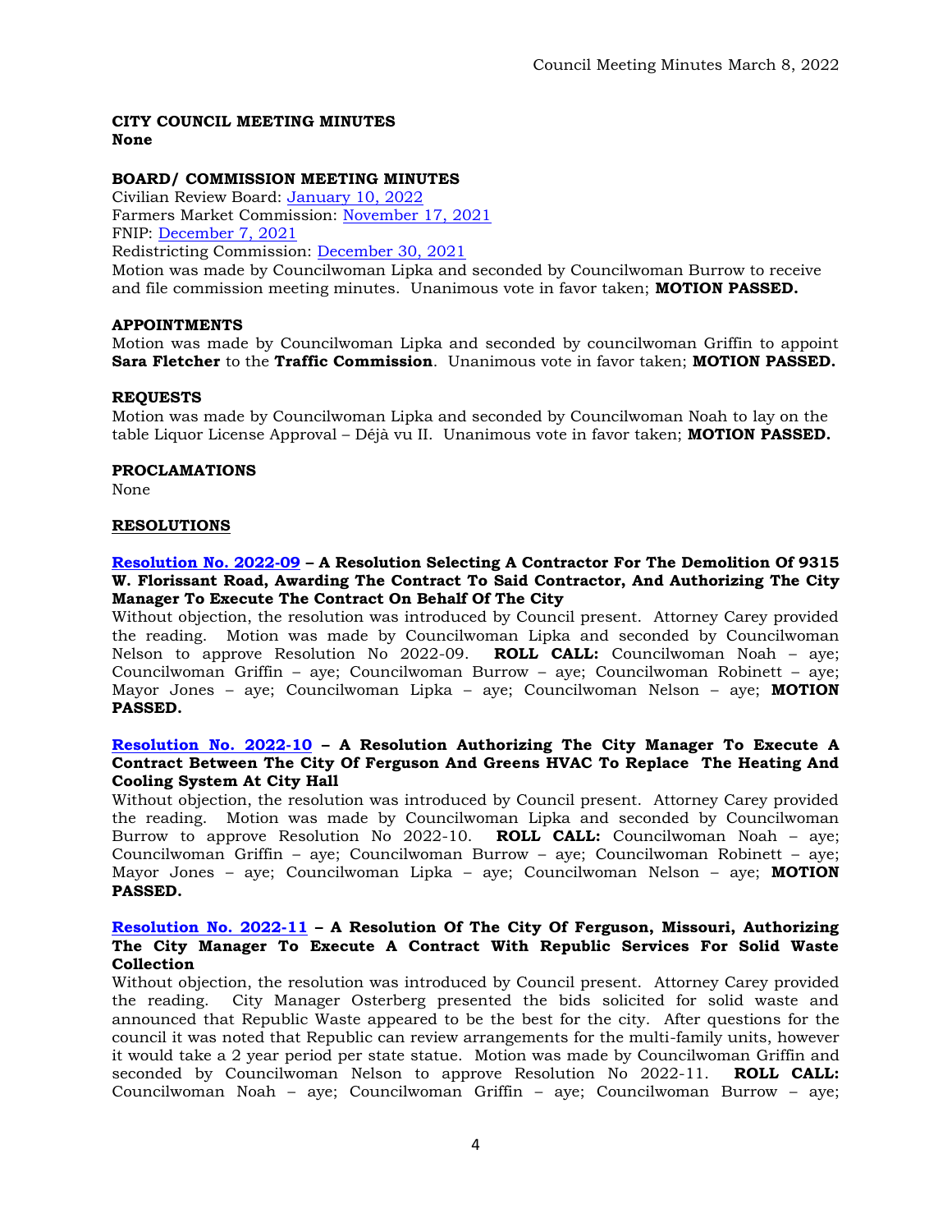**CITY COUNCIL MEETING MINUTES**
**None**

**BOARD/ COMMISSION MEETING MINUTES**
Civilian Review Board: January 10, 2022
Farmers Market Commission: November 17, 2021
FNIP: December 7, 2021
Redistricting Commission: December 30, 2021
Motion was made by Councilwoman Lipka and seconded by Councilwoman Burrow to receive and file commission meeting minutes. Unanimous vote in favor taken; **MOTION PASSED.**

**APPOINTMENTS**
Motion was made by Councilwoman Lipka and seconded by councilwoman Griffin to appoint **Sara Fletcher** to the **Traffic Commission**. Unanimous vote in favor taken; **MOTION PASSED.**

**REQUESTS**
Motion was made by Councilwoman Lipka and seconded by Councilwoman Noah to lay on the table Liquor License Approval – Déjà vu II. Unanimous vote in favor taken; **MOTION PASSED.**

**PROCLAMATIONS**
None

**RESOLUTIONS**

**Resolution No. 2022-09 – A Resolution Selecting A Contractor For The Demolition Of 9315 W. Florissant Road, Awarding The Contract To Said Contractor, And Authorizing The City Manager To Execute The Contract On Behalf Of The City**
Without objection, the resolution was introduced by Council present. Attorney Carey provided the reading. Motion was made by Councilwoman Lipka and seconded by Councilwoman Nelson to approve Resolution No 2022-09. **ROLL CALL:** Councilwoman Noah – aye; Councilwoman Griffin – aye; Councilwoman Burrow – aye; Councilwoman Robinett – aye; Mayor Jones – aye; Councilwoman Lipka – aye; Councilwoman Nelson – aye; **MOTION PASSED.**

**Resolution No. 2022-10 – A Resolution Authorizing The City Manager To Execute A Contract Between The City Of Ferguson And Greens HVAC To Replace The Heating And Cooling System At City Hall**
Without objection, the resolution was introduced by Council present. Attorney Carey provided the reading. Motion was made by Councilwoman Lipka and seconded by Councilwoman Burrow to approve Resolution No 2022-10. **ROLL CALL:** Councilwoman Noah – aye; Councilwoman Griffin – aye; Councilwoman Burrow – aye; Councilwoman Robinett – aye; Mayor Jones – aye; Councilwoman Lipka – aye; Councilwoman Nelson – aye; **MOTION PASSED.**

**Resolution No. 2022-11 – A Resolution Of The City Of Ferguson, Missouri, Authorizing The City Manager To Execute A Contract With Republic Services For Solid Waste Collection**
Without objection, the resolution was introduced by Council present. Attorney Carey provided the reading. City Manager Osterberg presented the bids solicited for solid waste and announced that Republic Waste appeared to be the best for the city. After questions for the council it was noted that Republic can review arrangements for the multi-family units, however it would take a 2 year period per state statue. Motion was made by Councilwoman Griffin and seconded by Councilwoman Nelson to approve Resolution No 2022-11. **ROLL CALL:** Councilwoman Noah – aye; Councilwoman Griffin – aye; Councilwoman Burrow – aye;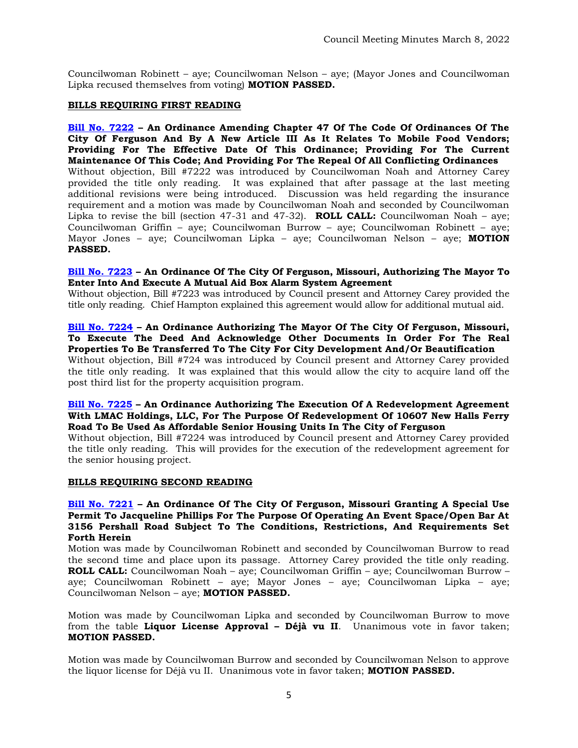Councilwoman Robinett – aye; Councilwoman Nelson – aye; (Mayor Jones and Councilwoman Lipka recused themselves from voting) **MOTION PASSED.**

**BILLS REQUIRING FIRST READING**

**Bill No. 7222 – An Ordinance Amending Chapter 47 Of The Code Of Ordinances Of The City Of Ferguson And By A New Article III As It Relates To Mobile Food Vendors; Providing For The Effective Date Of This Ordinance; Providing For The Current Maintenance Of This Code; And Providing For The Repeal Of All Conflicting Ordinances**
Without objection, Bill #7222 was introduced by Councilwoman Noah and Attorney Carey provided the title only reading. It was explained that after passage at the last meeting additional revisions were being introduced. Discussion was held regarding the insurance requirement and a motion was made by Councilwoman Noah and seconded by Councilwoman Lipka to revise the bill (section 47-31 and 47-32). **ROLL CALL:** Councilwoman Noah – aye; Councilwoman Griffin – aye; Councilwoman Burrow – aye; Councilwoman Robinett – aye; Mayor Jones – aye; Councilwoman Lipka – aye; Councilwoman Nelson – aye; **MOTION PASSED.**

**Bill No. 7223 – An Ordinance Of The City Of Ferguson, Missouri, Authorizing The Mayor To Enter Into And Execute A Mutual Aid Box Alarm System Agreement**
Without objection, Bill #7223 was introduced by Council present and Attorney Carey provided the title only reading. Chief Hampton explained this agreement would allow for additional mutual aid.

**Bill No. 7224 – An Ordinance Authorizing The Mayor Of The City Of Ferguson, Missouri, To Execute The Deed And Acknowledge Other Documents In Order For The Real Properties To Be Transferred To The City For City Development And/Or Beautification**
Without objection, Bill #724 was introduced by Council present and Attorney Carey provided the title only reading. It was explained that this would allow the city to acquire land off the post third list for the property acquisition program.

**Bill No. 7225 – An Ordinance Authorizing The Execution Of A Redevelopment Agreement With LMAC Holdings, LLC, For The Purpose Of Redevelopment Of 10607 New Halls Ferry Road To Be Used As Affordable Senior Housing Units In The City of Ferguson**
Without objection, Bill #7224 was introduced by Council present and Attorney Carey provided the title only reading. This will provides for the execution of the redevelopment agreement for the senior housing project.

**BILLS REQUIRING SECOND READING**

**Bill No. 7221 – An Ordinance Of The City Of Ferguson, Missouri Granting A Special Use Permit To Jacqueline Phillips For The Purpose Of Operating An Event Space/Open Bar At 3156 Pershall Road Subject To The Conditions, Restrictions, And Requirements Set Forth Herein**
Motion was made by Councilwoman Robinett and seconded by Councilwoman Burrow to read the second time and place upon its passage. Attorney Carey provided the title only reading. **ROLL CALL:** Councilwoman Noah – aye; Councilwoman Griffin – aye; Councilwoman Burrow – aye; Councilwoman Robinett – aye; Mayor Jones – aye; Councilwoman Lipka – aye; Councilwoman Nelson – aye; **MOTION PASSED.**

Motion was made by Councilwoman Lipka and seconded by Councilwoman Burrow to move from the table **Liquor License Approval – Déjà vu II**. Unanimous vote in favor taken; **MOTION PASSED.**

Motion was made by Councilwoman Burrow and seconded by Councilwoman Nelson to approve the liquor license for Déjà vu II. Unanimous vote in favor taken; **MOTION PASSED.**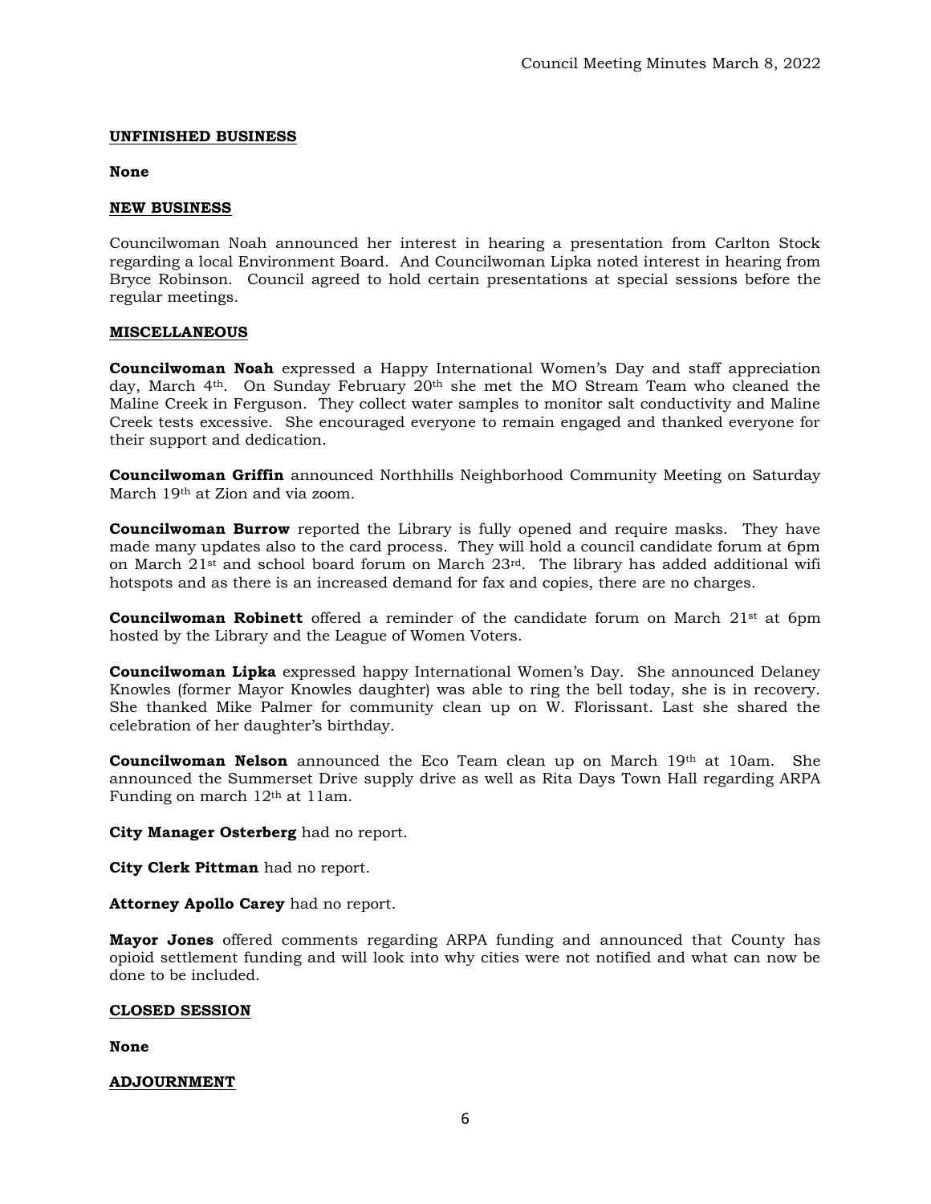**<u>UNFINISHED BUSINESS</u>**

**None**

**<u>NEW BUSINESS</u>**

Councilwoman Noah announced her interest in hearing a presentation from Carlton Stock regarding a local Environment Board. And Councilwoman Lipka noted interest in hearing from Bryce Robinson. Council agreed to hold certain presentations at special sessions before the regular meetings.

**<u>MISCELLANEOUS</u>**

**Councilwoman Noah** expressed a Happy International Women's Day and staff appreciation day, March 4th. On Sunday February 20th she met the MO Stream Team who cleaned the Maline Creek in Ferguson. They collect water samples to monitor salt conductivity and Maline Creek tests excessive. She encouraged everyone to remain engaged and thanked everyone for their support and dedication.

**Councilwoman Griffin** announced Northhills Neighborhood Community Meeting on Saturday March 19th at Zion and via zoom.

**Councilwoman Burrow** reported the Library is fully opened and require masks. They have made many updates also to the card process. They will hold a council candidate forum at 6pm on March 21st and school board forum on March 23rd. The library has added additional wifi hotspots and as there is an increased demand for fax and copies, there are no charges.

**Councilwoman Robinett** offered a reminder of the candidate forum on March 21st at 6pm hosted by the Library and the League of Women Voters.

**Councilwoman Lipka** expressed happy International Women's Day. She announced Delaney Knowles (former Mayor Knowles daughter) was able to ring the bell today, she is in recovery. She thanked Mike Palmer for community clean up on W. Florissant. Last she shared the celebration of her daughter's birthday.

**Councilwoman Nelson** announced the Eco Team clean up on March 19th at 10am. She announced the Summerset Drive supply drive as well as Rita Days Town Hall regarding ARPA Funding on march 12th at 11am.

**City Manager Osterberg** had no report.

**City Clerk Pittman** had no report.

**Attorney Apollo Carey** had no report.

**Mayor Jones** offered comments regarding ARPA funding and announced that County has opioid settlement funding and will look into why cities were not notified and what can now be done to be included.

**<u>CLOSED SESSION</u>**

**None**

**<u>ADJOURNMENT</u>**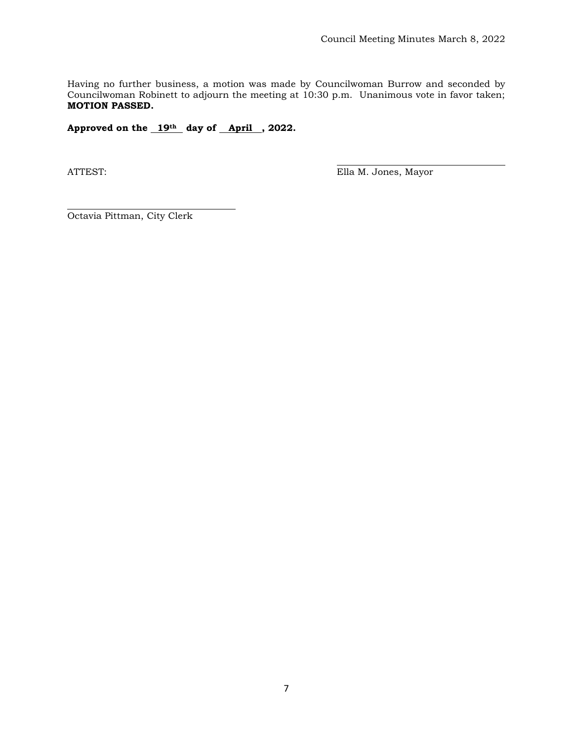Having no further business, a motion was made by Councilwoman Burrow and seconded by Councilwoman Robinett to adjourn the meeting at 10:30 p.m. Unanimous vote in favor taken; **MOTION PASSED.**

**Approved on the 19th day of April, 2022.**

ATTEST:

Ella M. Jones, Mayor

Octavia Pittman, City Clerk